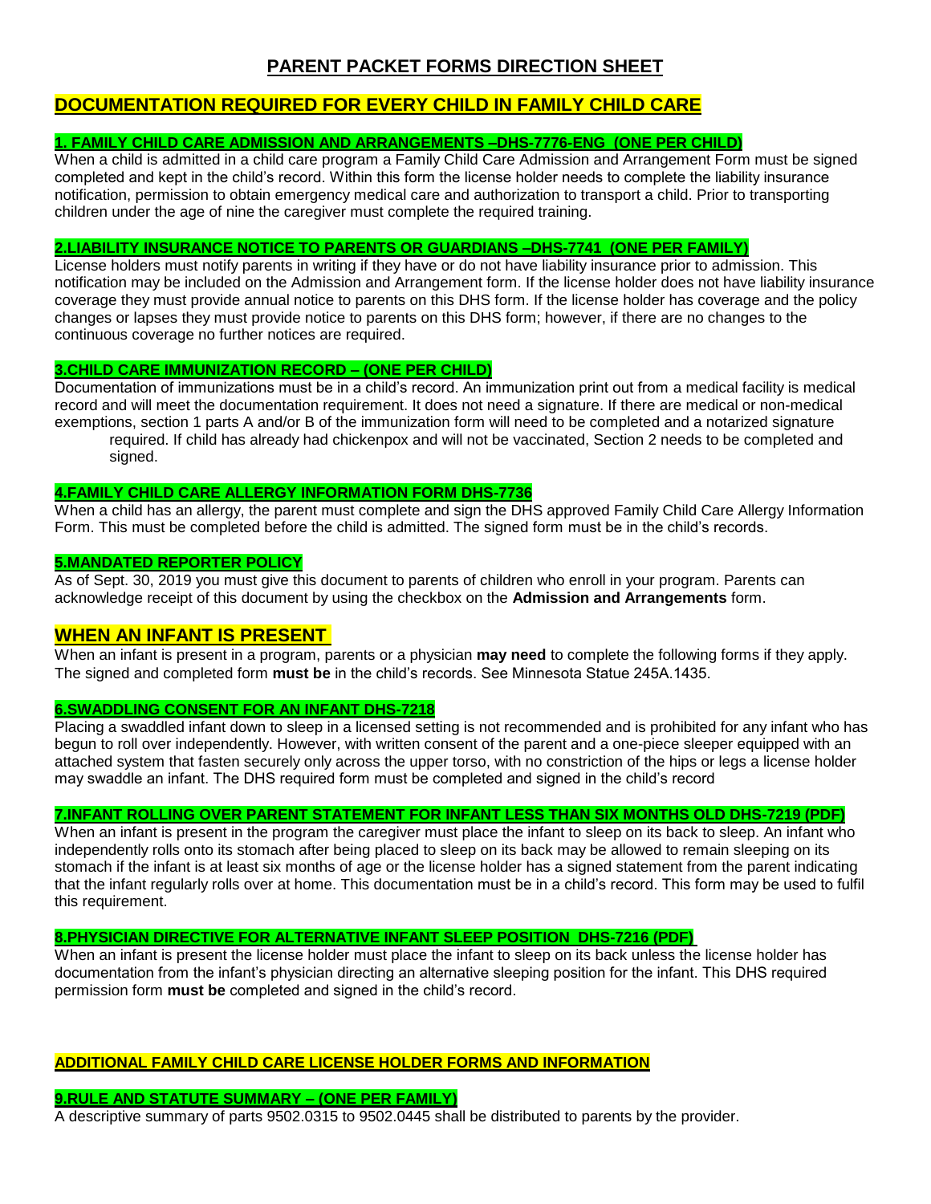# PARENT PACKET FORMS DIRECTION SHEET

## DOCUMENTATION REQUIRED FOR EVERY CHILD IN FAMILY CHILD CARE

### 1. FAMILY CHILD CARE ADMISSION AND ARRANGEMENTS –DHS-7776-ENG (ONE PER CHILD)

When a child is admitted in a child care program a Family Child Care Admission and Arrangement Form must be signed completed and kept in the child's record. Within this form the license holder needs to complete the liability insurance notification, permission to obtain emergency medical care and authorization to transport a child. Prior to transporting children under the age of nine the caregiver must complete the required training.

### 2.LIABILITY INSURANCE NOTICE TO PARENTS OR GUARDIANS –DHS-7741 (ONE PER FAMILY)

License holders must notify parents in writing if they have or do not have liability insurance prior to admission. This notification may be included on the Admission and Arrangement form. If the license holder does not have liability insurance coverage they must provide annual notice to parents on this DHS form. If the license holder has coverage and the policy changes or lapses they must provide notice to parents on this DHS form; however, if there are no changes to the continuous coverage no further notices are required.

### 3.CHILD CARE IMMUNIZATION RECORD – (ONE PER CHILD)

Documentation of immunizations must be in a child's record. An immunization print out from a medical facility is medical record and will meet the documentation requirement. It does not need a signature. If there are medical or non-medical exemptions, section 1 parts A and/or B of the immunization form will need to be completed and a notarized signature required. If child has already had chickenpox and will not be vaccinated, Section 2 needs to be completed and signed.

### 4.FAMILY CHILD CARE ALLERGY INFORMATION FORM DHS-7736

When a child has an allergy, the parent must complete and sign the DHS approved Family Child Care Allergy Information Form. This must be completed before the child is admitted. The signed form must be in the child's records.

### 5.MANDATED REPORTER POLICY

As of Sept. 30, 2019 you must give this document to parents of children who enroll in your program. Parents can acknowledge receipt of this document by using the checkbox on the **Admission and Arrangements** form.

## WHEN AN INFANT IS PRESENT

When an infant is present in a program, parents or a physician **may need** to complete the following forms if they apply. The signed and completed form **must be** in the child's records. See Minnesota Statue 245A.1435.

### 6.SWADDLING CONSENT FOR AN INFANT DHS-7218

Placing a swaddled infant down to sleep in a licensed setting is not recommended and is prohibited for any infant who has begun to roll over independently. However, with written consent of the parent and a one-piece sleeper equipped with an attached system that fasten securely only across the upper torso, with no constriction of the hips or legs a license holder may swaddle an infant. The DHS required form must be completed and signed in the child's record

### 7.INFANT ROLLING OVER PARENT STATEMENT FOR INFANT LESS THAN SIX MONTHS OLD DHS-7219 (PDF)

When an infant is present in the program the caregiver must place the infant to sleep on its back to sleep. An infant who independently rolls onto its stomach after being placed to sleep on its back may be allowed to remain sleeping on its stomach if the infant is at least six months of age or the license holder has a signed statement from the parent indicating that the infant regularly rolls over at home. This documentation must be in a child's record. This form may be used to fulfil this requirement.

### 8.PHYSICIAN DIRECTIVE FOR ALTERNATIVE INFANT SLEEP POSITION DHS-7216 (PDF)

When an infant is present the license holder must place the infant to sleep on its back unless the license holder has documentation from the infant's physician directing an alternative sleeping position for the infant. This DHS required permission form **must be** completed and signed in the child's record.

## ADDITIONAL FAMILY CHILD CARE LICENSE HOLDER FORMS AND INFORMATION

### 9.RULE AND STATUTE SUMMARY – (ONE PER FAMILY)

A descriptive summary of parts 9502.0315 to 9502.0445 shall be distributed to parents by the provider.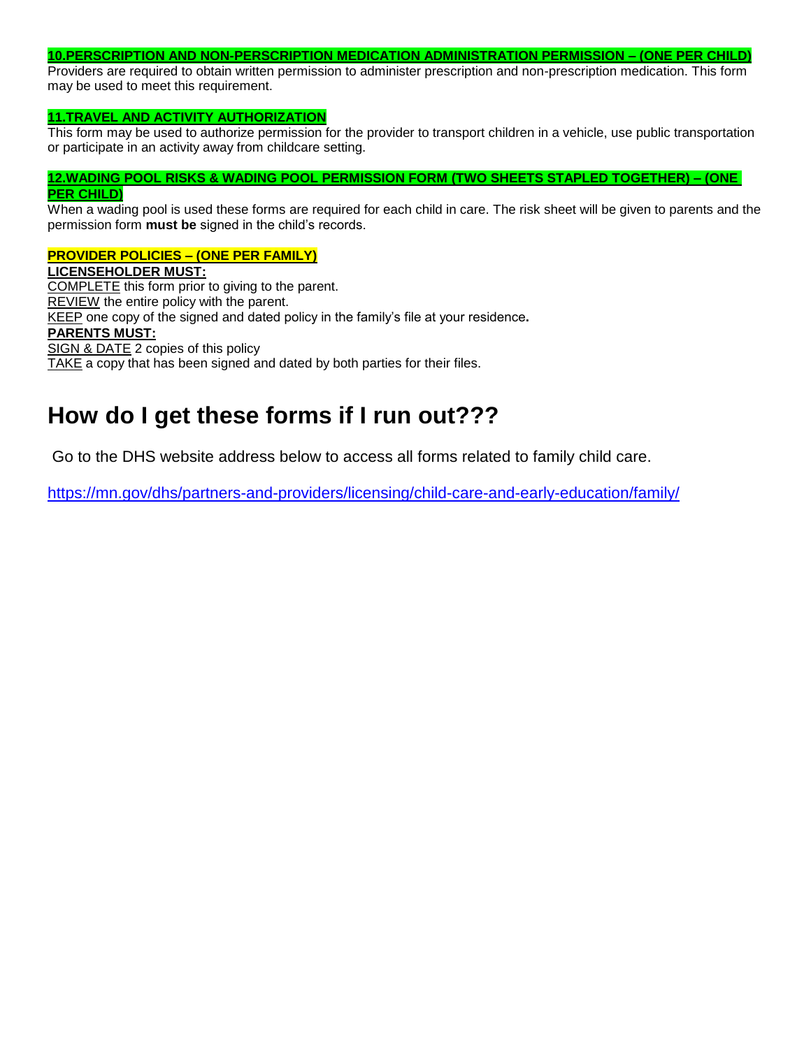**10.PERSCRIPTION AND NON-PERSCRIPTION MEDICATION ADMINISTRATION PERMISSION – (ONE PER CHILD)**

Providers are required to obtain written permission to administer prescription and non-prescription medication. This form may be used to meet this requirement.

**11.TRAVEL AND ACTIVITY AUTHORIZATION**

This form may be used to authorize permission for the provider to transport children in a vehicle, use public transportation or participate in an activity away from childcare setting.

**12.WADING POOL RISKS & WADING POOL PERMISSION FORM (TWO SHEETS STAPLED TOGETHER) – (ONE PER CHILD)**

When a wading pool is used these forms are required for each child in care. The risk sheet will be given to parents and the permission form **must be** signed in the child's records.

**PROVIDER POLICIES – (ONE PER FAMILY)**

**LICENSEHOLDER MUST:**

COMPLETE this form prior to giving to the parent.
REVIEW the entire policy with the parent.
KEEP one copy of the signed and dated policy in the family's file at your residence**.**

**PARENTS MUST:**

SIGN & DATE 2 copies of this policy
TAKE a copy that has been signed and dated by both parties for their files.

# How do I get these forms if I run out???

Go to the DHS website address below to access all forms related to family child care.

https://mn.gov/dhs/partners-and-providers/licensing/child-care-and-early-education/family/